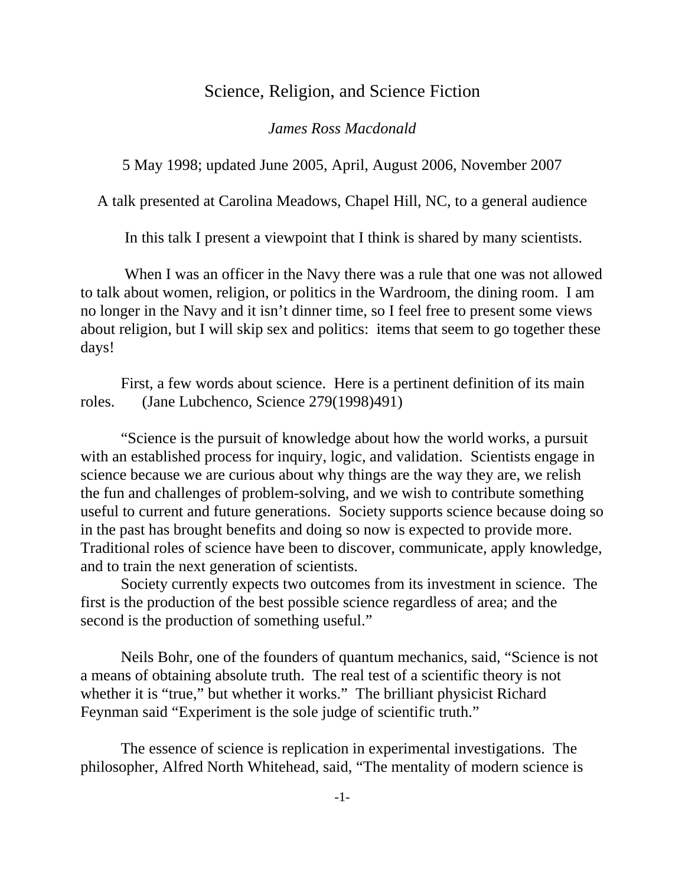# Science, Religion, and Science Fiction

*James Ross Macdonald*

5 May 1998; updated June 2005, April, August 2006, November 2007

A talk presented at Carolina Meadows, Chapel Hill, NC, to a general audience

In this talk I present a viewpoint that I think is shared by many scientists.

When I was an officer in the Navy there was a rule that one was not allowed to talk about women, religion, or politics in the Wardroom, the dining room. I am no longer in the Navy and it isn't dinner time, so I feel free to present some views about religion, but I will skip sex and politics: items that seem to go together these days!

First, a few words about science. Here is a pertinent definition of its main roles. (Jane Lubchenco, Science 279(1998)491)

"Science is the pursuit of knowledge about how the world works, a pursuit with an established process for inquiry, logic, and validation. Scientists engage in science because we are curious about why things are the way they are, we relish the fun and challenges of problem-solving, and we wish to contribute something useful to current and future generations. Society supports science because doing so in the past has brought benefits and doing so now is expected to provide more. Traditional roles of science have been to discover, communicate, apply knowledge, and to train the next generation of scientists.

Society currently expects two outcomes from its investment in science. The first is the production of the best possible science regardless of area; and the second is the production of something useful."

Neils Bohr, one of the founders of quantum mechanics, said, "Science is not a means of obtaining absolute truth. The real test of a scientific theory is not whether it is "true," but whether it works." The brilliant physicist Richard Feynman said "Experiment is the sole judge of scientific truth."

The essence of science is replication in experimental investigations. The philosopher, Alfred North Whitehead, said, "The mentality of modern science is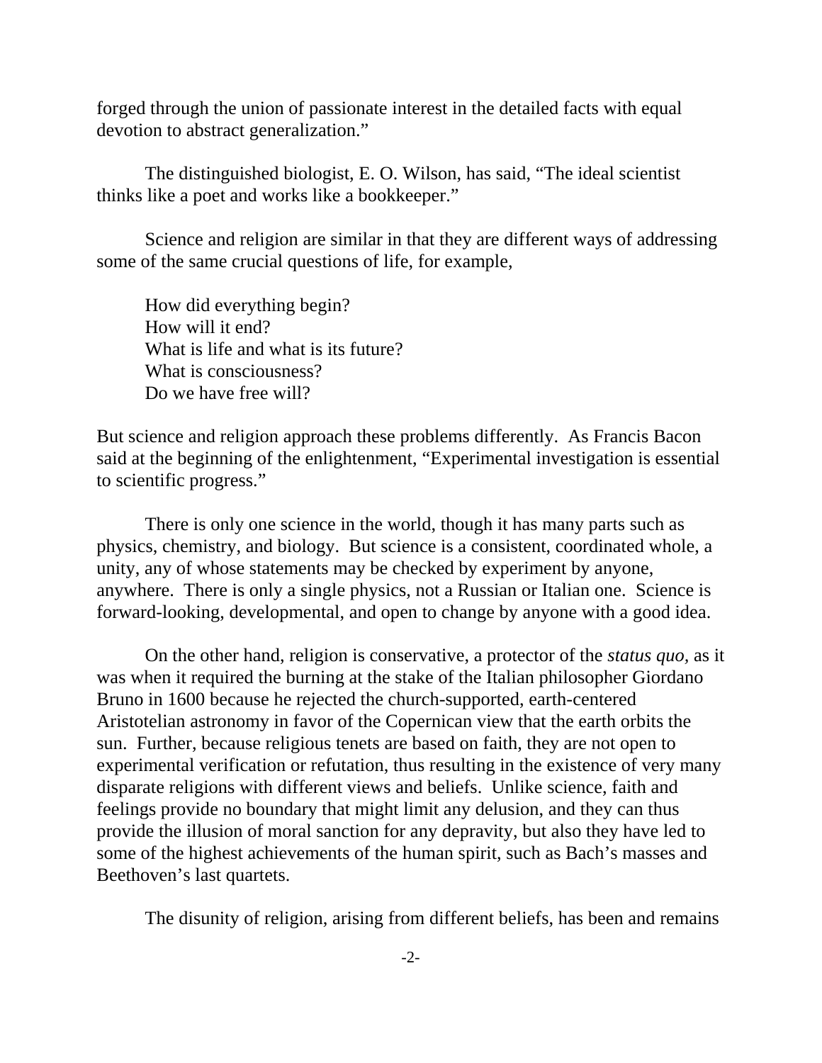forged through the union of passionate interest in the detailed facts with equal devotion to abstract generalization."

The distinguished biologist, E. O. Wilson, has said, "The ideal scientist thinks like a poet and works like a bookkeeper."

Science and religion are similar in that they are different ways of addressing some of the same crucial questions of life, for example,

How did everything begin?
How will it end?
What is life and what is its future?
What is consciousness?
Do we have free will?

But science and religion approach these problems differently. As Francis Bacon said at the beginning of the enlightenment, "Experimental investigation is essential to scientific progress."

There is only one science in the world, though it has many parts such as physics, chemistry, and biology. But science is a consistent, coordinated whole, a unity, any of whose statements may be checked by experiment by anyone, anywhere. There is only a single physics, not a Russian or Italian one. Science is forward-looking, developmental, and open to change by anyone with a good idea.

On the other hand, religion is conservative, a protector of the *status quo,* as it was when it required the burning at the stake of the Italian philosopher Giordano Bruno in 1600 because he rejected the church-supported, earth-centered Aristotelian astronomy in favor of the Copernican view that the earth orbits the sun. Further, because religious tenets are based on faith, they are not open to experimental verification or refutation, thus resulting in the existence of very many disparate religions with different views and beliefs. Unlike science, faith and feelings provide no boundary that might limit any delusion, and they can thus provide the illusion of moral sanction for any depravity, but also they have led to some of the highest achievements of the human spirit, such as Bach's masses and Beethoven's last quartets.

The disunity of religion, arising from different beliefs, has been and remains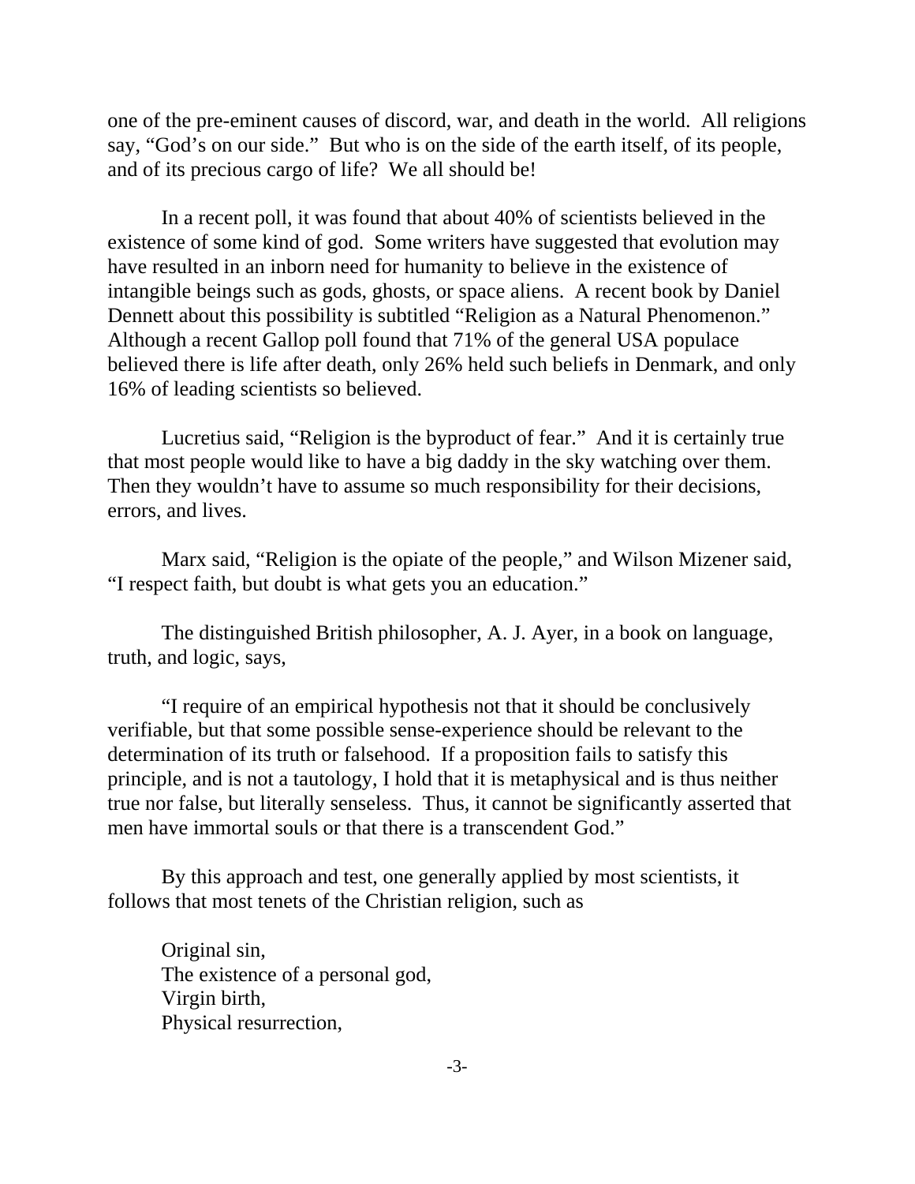one of the pre-eminent causes of discord, war, and death in the world. All religions say, “God’s on our side.” But who is on the side of the earth itself, of its people, and of its precious cargo of life? We all should be!

In a recent poll, it was found that about 40% of scientists believed in the existence of some kind of god. Some writers have suggested that evolution may have resulted in an inborn need for humanity to believe in the existence of intangible beings such as gods, ghosts, or space aliens. A recent book by Daniel Dennett about this possibility is subtitled “Religion as a Natural Phenomenon.” Although a recent Gallop poll found that 71% of the general USA populace believed there is life after death, only 26% held such beliefs in Denmark, and only 16% of leading scientists so believed.

Lucretius said, “Religion is the byproduct of fear.” And it is certainly true that most people would like to have a big daddy in the sky watching over them. Then they wouldn’t have to assume so much responsibility for their decisions, errors, and lives.

Marx said, “Religion is the opiate of the people,” and Wilson Mizener said, “I respect faith, but doubt is what gets you an education.”

The distinguished British philosopher, A. J. Ayer, in a book on language, truth, and logic, says,

“I require of an empirical hypothesis not that it should be conclusively verifiable, but that some possible sense-experience should be relevant to the determination of its truth or falsehood. If a proposition fails to satisfy this principle, and is not a tautology, I hold that it is metaphysical and is thus neither true nor false, but literally senseless. Thus, it cannot be significantly asserted that men have immortal souls or that there is a transcendent God.”

By this approach and test, one generally applied by most scientists, it follows that most tenets of the Christian religion, such as

Original sin,  
The existence of a personal god,  
Virgin birth,  
Physical resurrection,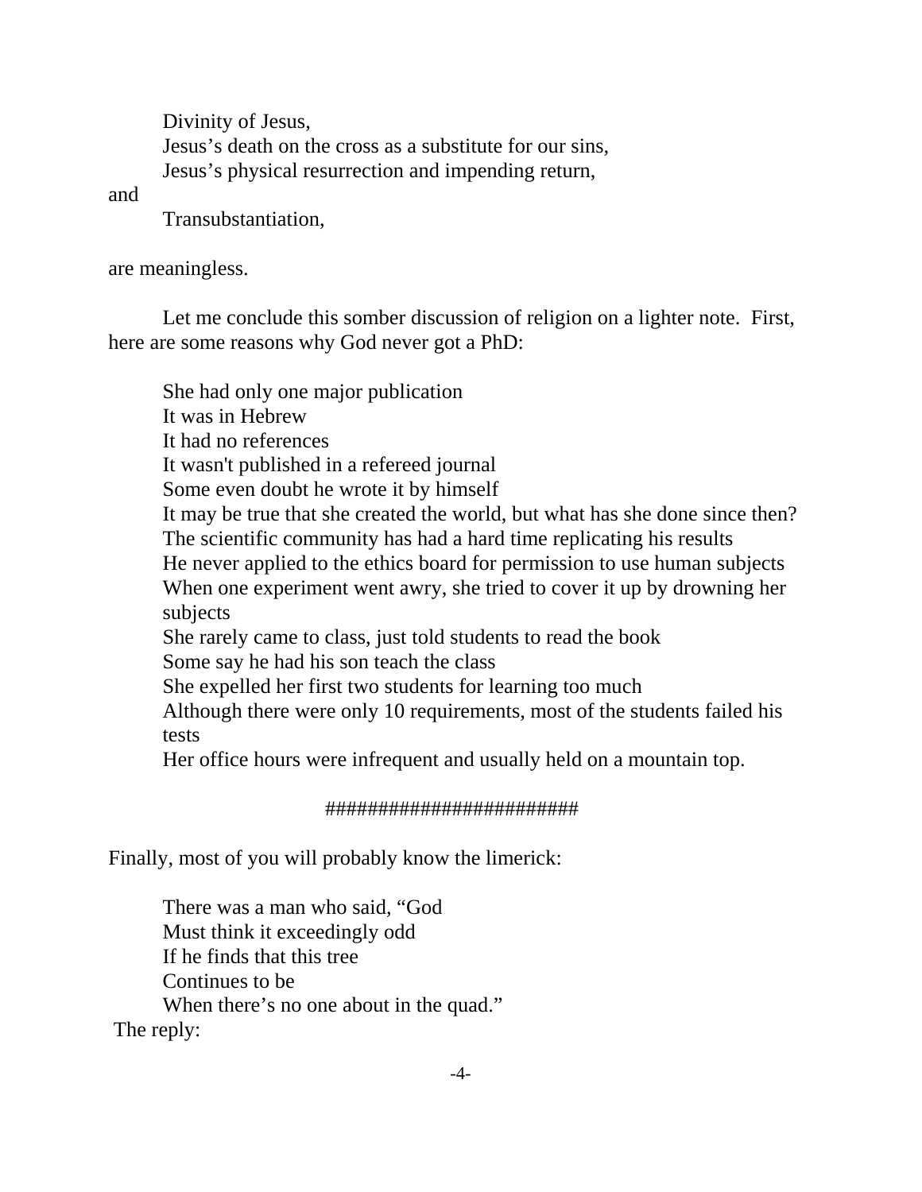Divinity of Jesus,
Jesus's death on the cross as a substitute for our sins,
Jesus's physical resurrection and impending return,

and

Transubstantiation,

are meaningless.

Let me conclude this somber discussion of religion on a lighter note. First, here are some reasons why God never got a PhD:

She had only one major publication
It was in Hebrew
It had no references
It wasn't published in a refereed journal
Some even doubt he wrote it by himself
It may be true that she created the world, but what has she done since then?
The scientific community has had a hard time replicating his results
He never applied to the ethics board for permission to use human subjects
When one experiment went awry, she tried to cover it up by drowning her subjects
She rarely came to class, just told students to read the book
Some say he had his son teach the class
She expelled her first two students for learning too much
Although there were only 10 requirements, most of the students failed his tests
Her office hours were infrequent and usually held on a mountain top.

########################

Finally, most of you will probably know the limerick:

There was a man who said, "God
Must think it exceedingly odd
If he finds that this tree
Continues to be
When there's no one about in the quad."

The reply: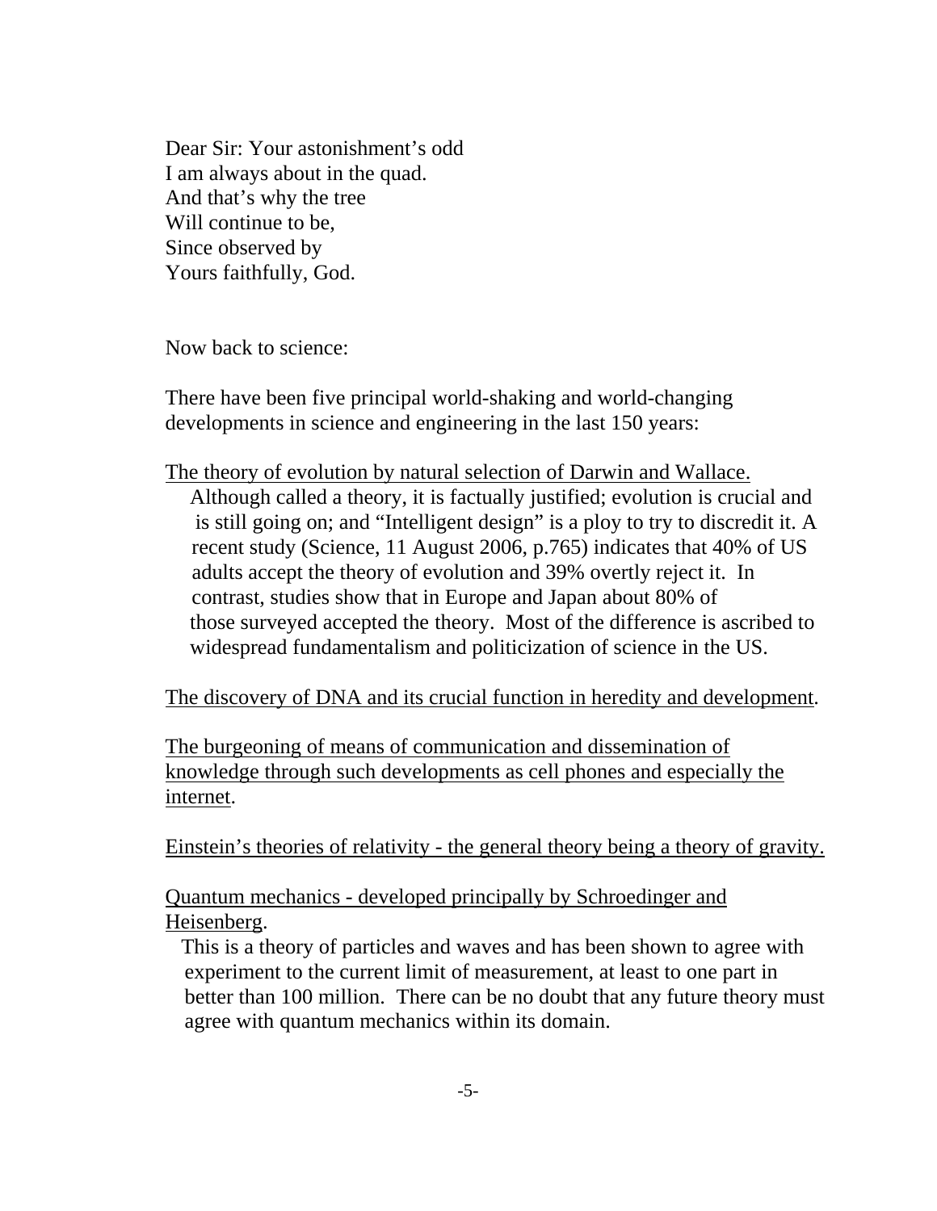Dear Sir: Your astonishment's odd  
I am always about in the quad.  
And that's why the tree  
Will continue to be,  
Since observed by  
Yours faithfully, God.

Now back to science:

There have been five principal world-shaking and world-changing developments in science and engineering in the last 150 years:

<u>The theory of evolution by natural selection of Darwin and Wallace.</u>

Although called a theory, it is factually justified; evolution is crucial and is still going on; and "Intelligent design" is a ploy to try to discredit it. A recent study (Science, 11 August 2006, p.765) indicates that 40% of US adults accept the theory of evolution and 39% overtly reject it. In contrast, studies show that in Europe and Japan about 80% of those surveyed accepted the theory. Most of the difference is ascribed to widespread fundamentalism and politicization of science in the US.

<u>The discovery of DNA and its crucial function in heredity and development</u>.

<u>The burgeoning of means of communication and dissemination of knowledge through such developments as cell phones and especially the internet</u>.

<u>Einstein's theories of relativity - the general theory being a theory of gravity.</u>

<u>Quantum mechanics - developed principally by Schroedinger and Heisenberg</u>.

This is a theory of particles and waves and has been shown to agree with experiment to the current limit of measurement, at least to one part in better than 100 million. There can be no doubt that any future theory must agree with quantum mechanics within its domain.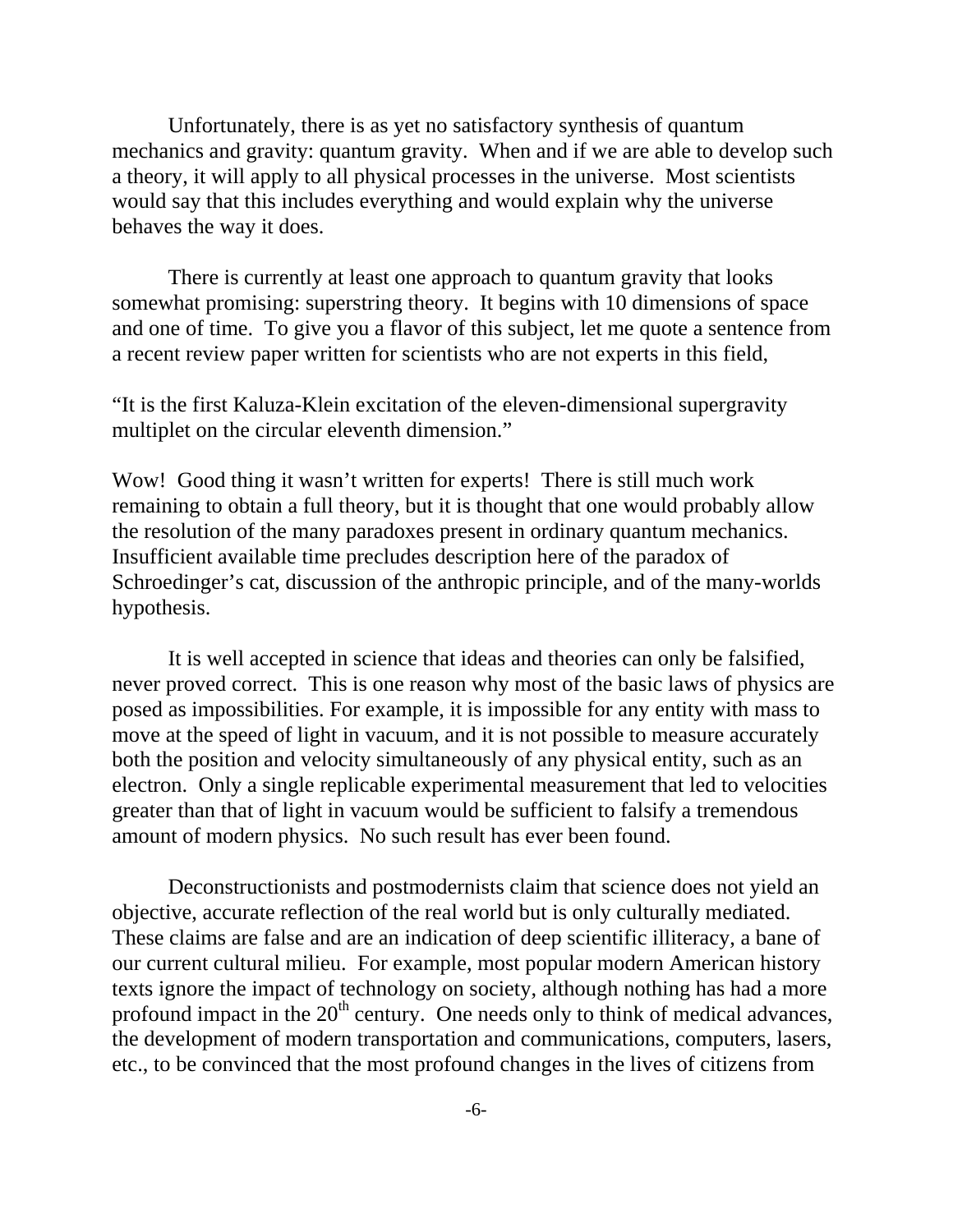Unfortunately, there is as yet no satisfactory synthesis of quantum mechanics and gravity: quantum gravity. When and if we are able to develop such a theory, it will apply to all physical processes in the universe. Most scientists would say that this includes everything and would explain why the universe behaves the way it does.

There is currently at least one approach to quantum gravity that looks somewhat promising: superstring theory. It begins with 10 dimensions of space and one of time. To give you a flavor of this subject, let me quote a sentence from a recent review paper written for scientists who are not experts in this field,

"It is the first Kaluza-Klein excitation of the eleven-dimensional supergravity multiplet on the circular eleventh dimension."

Wow! Good thing it wasn't written for experts! There is still much work remaining to obtain a full theory, but it is thought that one would probably allow the resolution of the many paradoxes present in ordinary quantum mechanics. Insufficient available time precludes description here of the paradox of Schroedinger's cat, discussion of the anthropic principle, and of the many-worlds hypothesis.

It is well accepted in science that ideas and theories can only be falsified, never proved correct. This is one reason why most of the basic laws of physics are posed as impossibilities. For example, it is impossible for any entity with mass to move at the speed of light in vacuum, and it is not possible to measure accurately both the position and velocity simultaneously of any physical entity, such as an electron. Only a single replicable experimental measurement that led to velocities greater than that of light in vacuum would be sufficient to falsify a tremendous amount of modern physics. No such result has ever been found.

Deconstructionists and postmodernists claim that science does not yield an objective, accurate reflection of the real world but is only culturally mediated. These claims are false and are an indication of deep scientific illiteracy, a bane of our current cultural milieu. For example, most popular modern American history texts ignore the impact of technology on society, although nothing has had a more profound impact in the 20th century. One needs only to think of medical advances, the development of modern transportation and communications, computers, lasers, etc., to be convinced that the most profound changes in the lives of citizens from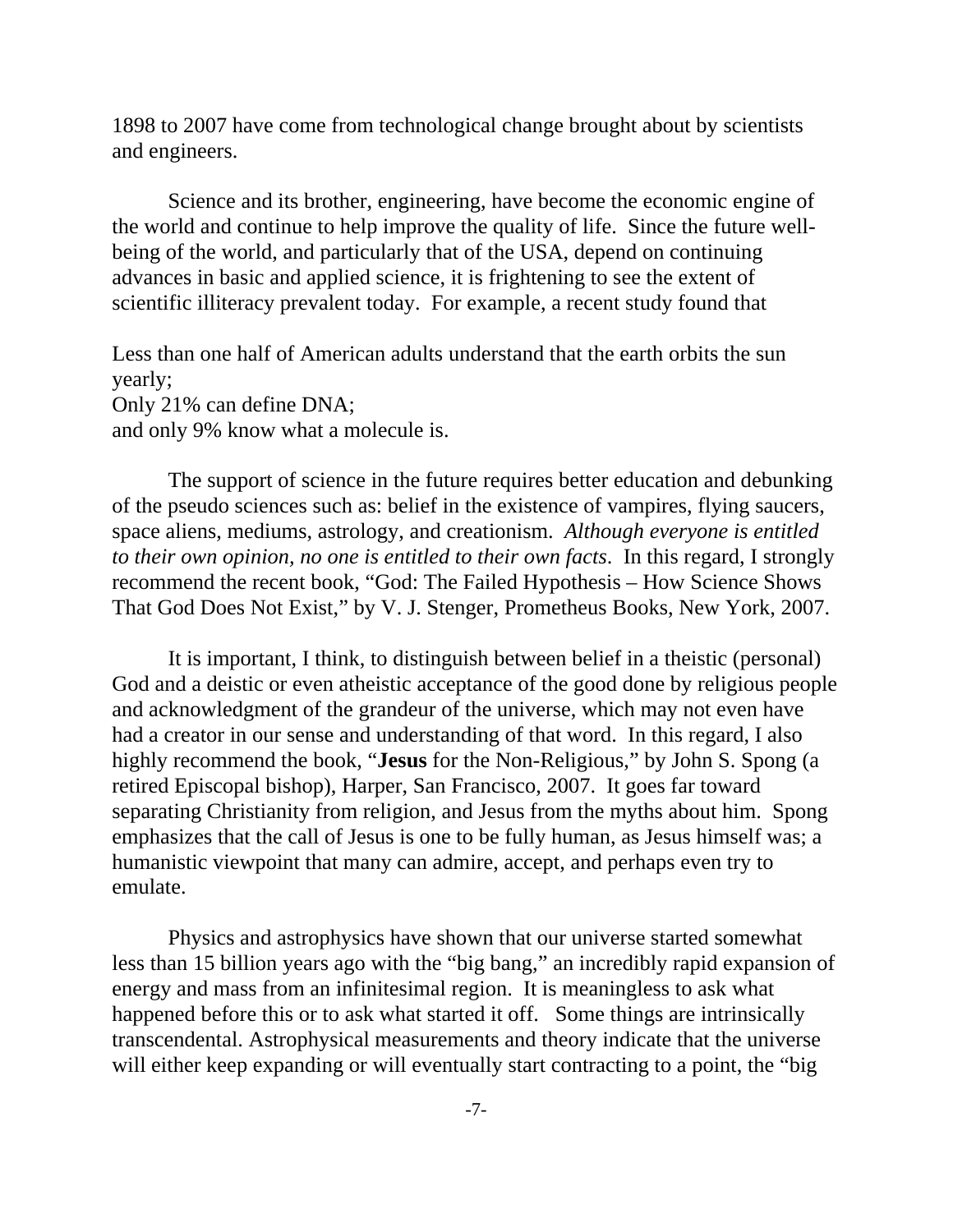1898 to 2007 have come from technological change brought about by scientists and engineers.

Science and its brother, engineering, have become the economic engine of the world and continue to help improve the quality of life. Since the future well-being of the world, and particularly that of the USA, depend on continuing advances in basic and applied science, it is frightening to see the extent of scientific illiteracy prevalent today. For example, a recent study found that

Less than one half of American adults understand that the earth orbits the sun yearly;
Only 21% can define DNA;
and only 9% know what a molecule is.

The support of science in the future requires better education and debunking of the pseudo sciences such as: belief in the existence of vampires, flying saucers, space aliens, mediums, astrology, and creationism. *Although everyone is entitled to their own opinion, no one is entitled to their own facts*. In this regard, I strongly recommend the recent book, "God: The Failed Hypothesis – How Science Shows That God Does Not Exist," by V. J. Stenger, Prometheus Books, New York, 2007.

It is important, I think, to distinguish between belief in a theistic (personal) God and a deistic or even atheistic acceptance of the good done by religious people and acknowledgment of the grandeur of the universe, which may not even have had a creator in our sense and understanding of that word. In this regard, I also highly recommend the book, "**Jesus** for the Non-Religious," by John S. Spong (a retired Episcopal bishop), Harper, San Francisco, 2007. It goes far toward separating Christianity from religion, and Jesus from the myths about him. Spong emphasizes that the call of Jesus is one to be fully human, as Jesus himself was; a humanistic viewpoint that many can admire, accept, and perhaps even try to emulate.

Physics and astrophysics have shown that our universe started somewhat less than 15 billion years ago with the "big bang," an incredibly rapid expansion of energy and mass from an infinitesimal region. It is meaningless to ask what happened before this or to ask what started it off. Some things are intrinsically transcendental. Astrophysical measurements and theory indicate that the universe will either keep expanding or will eventually start contracting to a point, the "big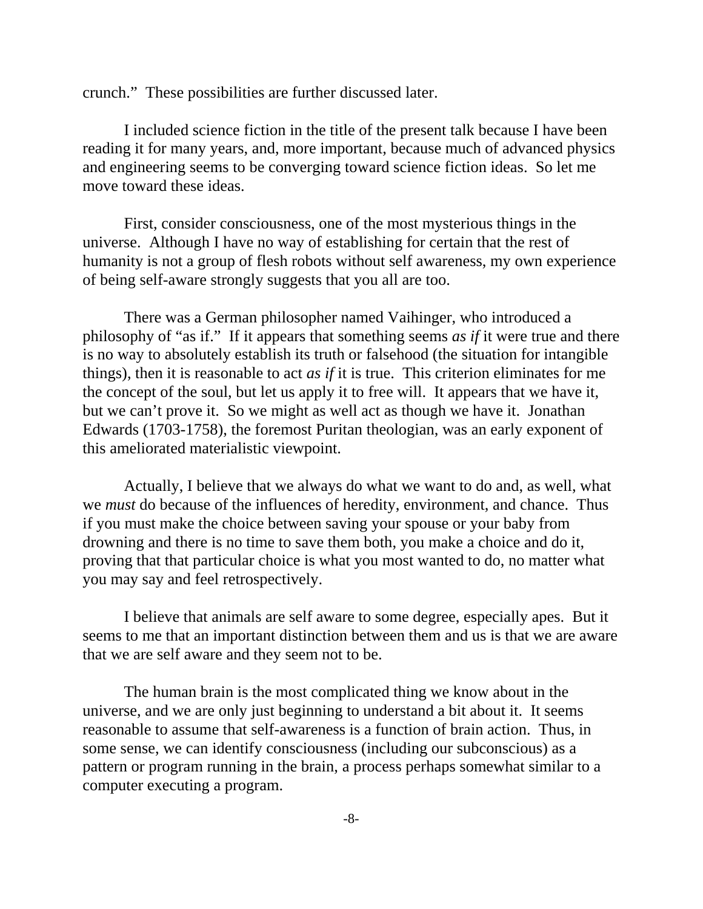crunch."  These possibilities are further discussed later.

I included science fiction in the title of the present talk because I have been reading it for many years, and, more important, because much of advanced physics and engineering seems to be converging toward science fiction ideas.  So let me move toward these ideas.

First, consider consciousness, one of the most mysterious things in the universe.  Although I have no way of establishing for certain that the rest of humanity is not a group of flesh robots without self awareness, my own experience of being self-aware strongly suggests that you all are too.

There was a German philosopher named Vaihinger, who introduced a philosophy of "as if."  If it appears that something seems *as if* it were true and there is no way to absolutely establish its truth or falsehood (the situation for intangible things), then it is reasonable to act *as if* it is true.  This criterion eliminates for me the concept of the soul, but let us apply it to free will.  It appears that we have it, but we can't prove it.  So we might as well act as though we have it.  Jonathan Edwards (1703-1758), the foremost Puritan theologian, was an early exponent of this ameliorated materialistic viewpoint.

Actually, I believe that we always do what we want to do and, as well, what we *must* do because of the influences of heredity, environment, and chance.  Thus if you must make the choice between saving your spouse or your baby from drowning and there is no time to save them both, you make a choice and do it, proving that that particular choice is what you most wanted to do, no matter what you may say and feel retrospectively.

I believe that animals are self aware to some degree, especially apes.  But it seems to me that an important distinction between them and us is that we are aware that we are self aware and they seem not to be.

The human brain is the most complicated thing we know about in the universe, and we are only just beginning to understand a bit about it.  It seems reasonable to assume that self-awareness is a function of brain action.  Thus, in some sense, we can identify consciousness (including our subconscious) as a pattern or program running in the brain, a process perhaps somewhat similar to a computer executing a program.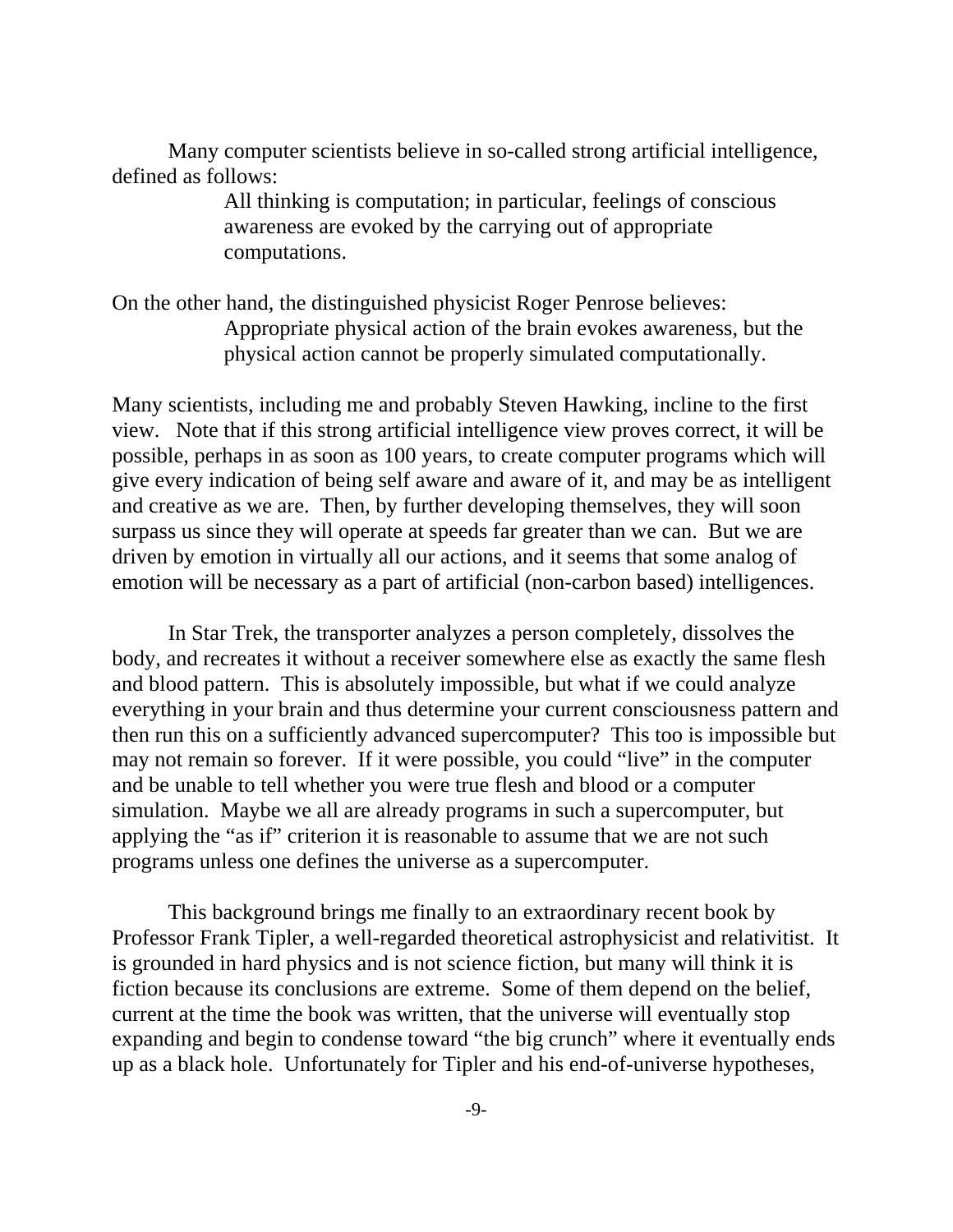Many computer scientists believe in so-called strong artificial intelligence, defined as follows:

> All thinking is computation; in particular, feelings of conscious awareness are evoked by the carrying out of appropriate computations.

On the other hand, the distinguished physicist Roger Penrose believes:

> Appropriate physical action of the brain evokes awareness, but the physical action cannot be properly simulated computationally.

Many scientists, including me and probably Steven Hawking, incline to the first view. Note that if this strong artificial intelligence view proves correct, it will be possible, perhaps in as soon as 100 years, to create computer programs which will give every indication of being self aware and aware of it, and may be as intelligent and creative as we are. Then, by further developing themselves, they will soon surpass us since they will operate at speeds far greater than we can. But we are driven by emotion in virtually all our actions, and it seems that some analog of emotion will be necessary as a part of artificial (non-carbon based) intelligences.

In Star Trek, the transporter analyzes a person completely, dissolves the body, and recreates it without a receiver somewhere else as exactly the same flesh and blood pattern. This is absolutely impossible, but what if we could analyze everything in your brain and thus determine your current consciousness pattern and then run this on a sufficiently advanced supercomputer? This too is impossible but may not remain so forever. If it were possible, you could "live" in the computer and be unable to tell whether you were true flesh and blood or a computer simulation. Maybe we all are already programs in such a supercomputer, but applying the "as if" criterion it is reasonable to assume that we are not such programs unless one defines the universe as a supercomputer.

This background brings me finally to an extraordinary recent book by Professor Frank Tipler, a well-regarded theoretical astrophysicist and relativitist. It is grounded in hard physics and is not science fiction, but many will think it is fiction because its conclusions are extreme. Some of them depend on the belief, current at the time the book was written, that the universe will eventually stop expanding and begin to condense toward "the big crunch" where it eventually ends up as a black hole. Unfortunately for Tipler and his end-of-universe hypotheses,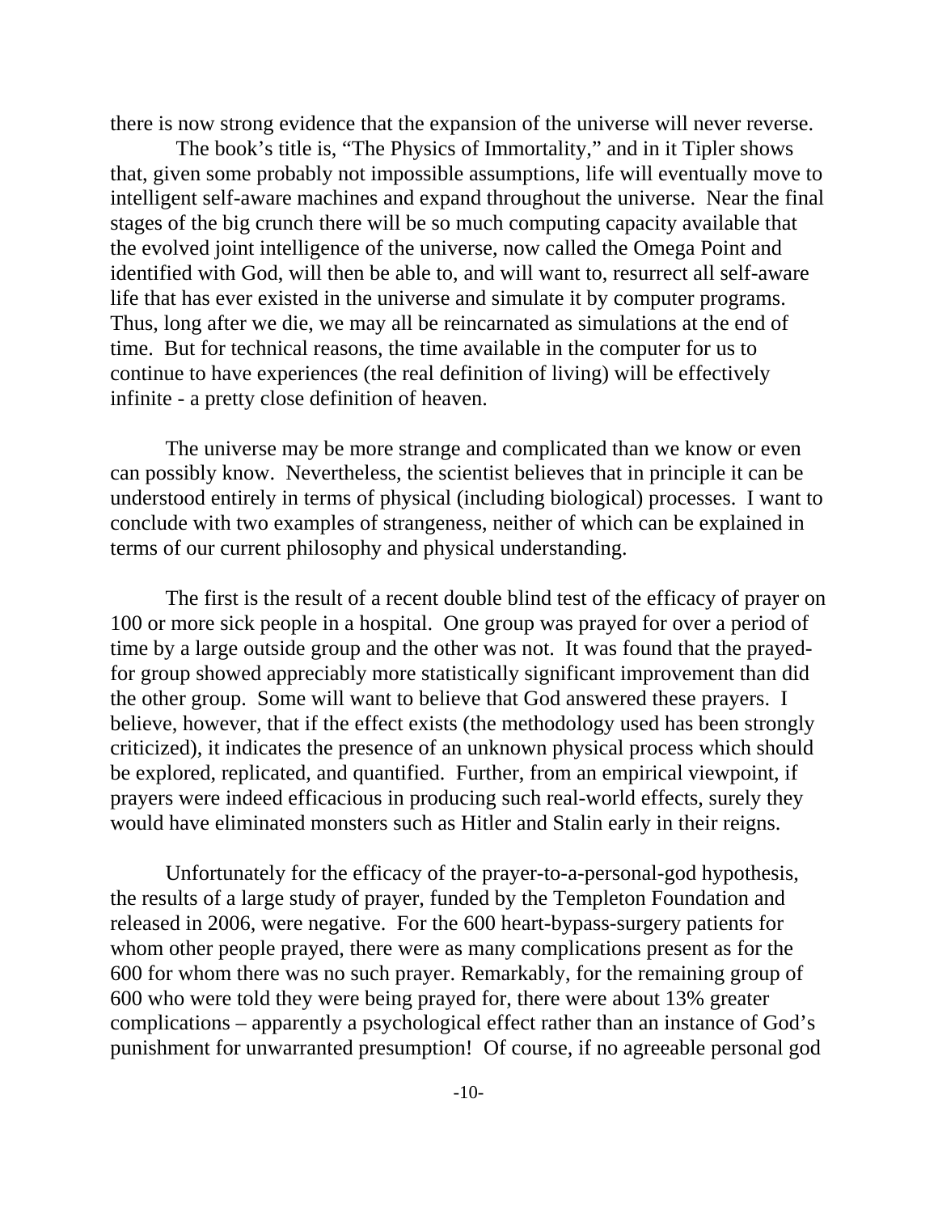there is now strong evidence that the expansion of the universe will never reverse.

The book's title is, "The Physics of Immortality," and in it Tipler shows that, given some probably not impossible assumptions, life will eventually move to intelligent self-aware machines and expand throughout the universe. Near the final stages of the big crunch there will be so much computing capacity available that the evolved joint intelligence of the universe, now called the Omega Point and identified with God, will then be able to, and will want to, resurrect all self-aware life that has ever existed in the universe and simulate it by computer programs. Thus, long after we die, we may all be reincarnated as simulations at the end of time. But for technical reasons, the time available in the computer for us to continue to have experiences (the real definition of living) will be effectively infinite - a pretty close definition of heaven.

The universe may be more strange and complicated than we know or even can possibly know. Nevertheless, the scientist believes that in principle it can be understood entirely in terms of physical (including biological) processes. I want to conclude with two examples of strangeness, neither of which can be explained in terms of our current philosophy and physical understanding.

The first is the result of a recent double blind test of the efficacy of prayer on 100 or more sick people in a hospital. One group was prayed for over a period of time by a large outside group and the other was not. It was found that the prayed-for group showed appreciably more statistically significant improvement than did the other group. Some will want to believe that God answered these prayers. I believe, however, that if the effect exists (the methodology used has been strongly criticized), it indicates the presence of an unknown physical process which should be explored, replicated, and quantified. Further, from an empirical viewpoint, if prayers were indeed efficacious in producing such real-world effects, surely they would have eliminated monsters such as Hitler and Stalin early in their reigns.

Unfortunately for the efficacy of the prayer-to-a-personal-god hypothesis, the results of a large study of prayer, funded by the Templeton Foundation and released in 2006, were negative. For the 600 heart-bypass-surgery patients for whom other people prayed, there were as many complications present as for the 600 for whom there was no such prayer. Remarkably, for the remaining group of 600 who were told they were being prayed for, there were about 13% greater complications – apparently a psychological effect rather than an instance of God's punishment for unwarranted presumption! Of course, if no agreeable personal god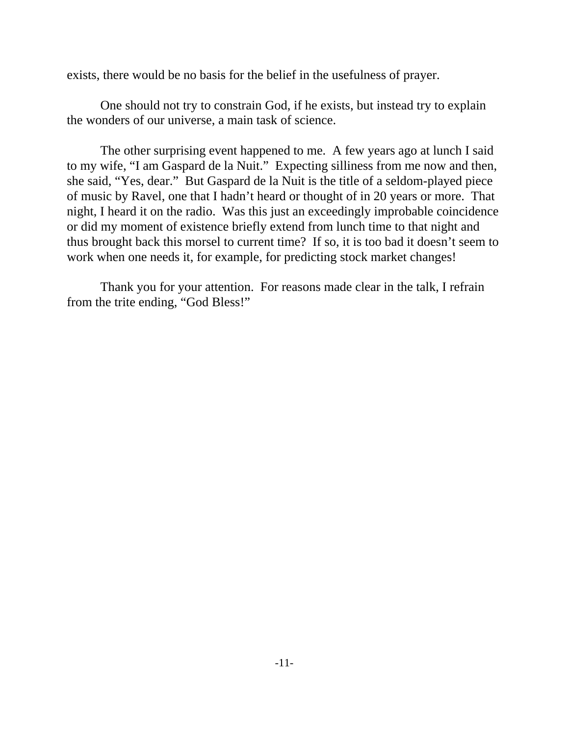exists, there would be no basis for the belief in the usefulness of prayer.

One should not try to constrain God, if he exists, but instead try to explain the wonders of our universe, a main task of science.

The other surprising event happened to me. A few years ago at lunch I said to my wife, "I am Gaspard de la Nuit." Expecting silliness from me now and then, she said, "Yes, dear." But Gaspard de la Nuit is the title of a seldom-played piece of music by Ravel, one that I hadn't heard or thought of in 20 years or more. That night, I heard it on the radio. Was this just an exceedingly improbable coincidence or did my moment of existence briefly extend from lunch time to that night and thus brought back this morsel to current time? If so, it is too bad it doesn't seem to work when one needs it, for example, for predicting stock market changes!

Thank you for your attention. For reasons made clear in the talk, I refrain from the trite ending, "God Bless!"